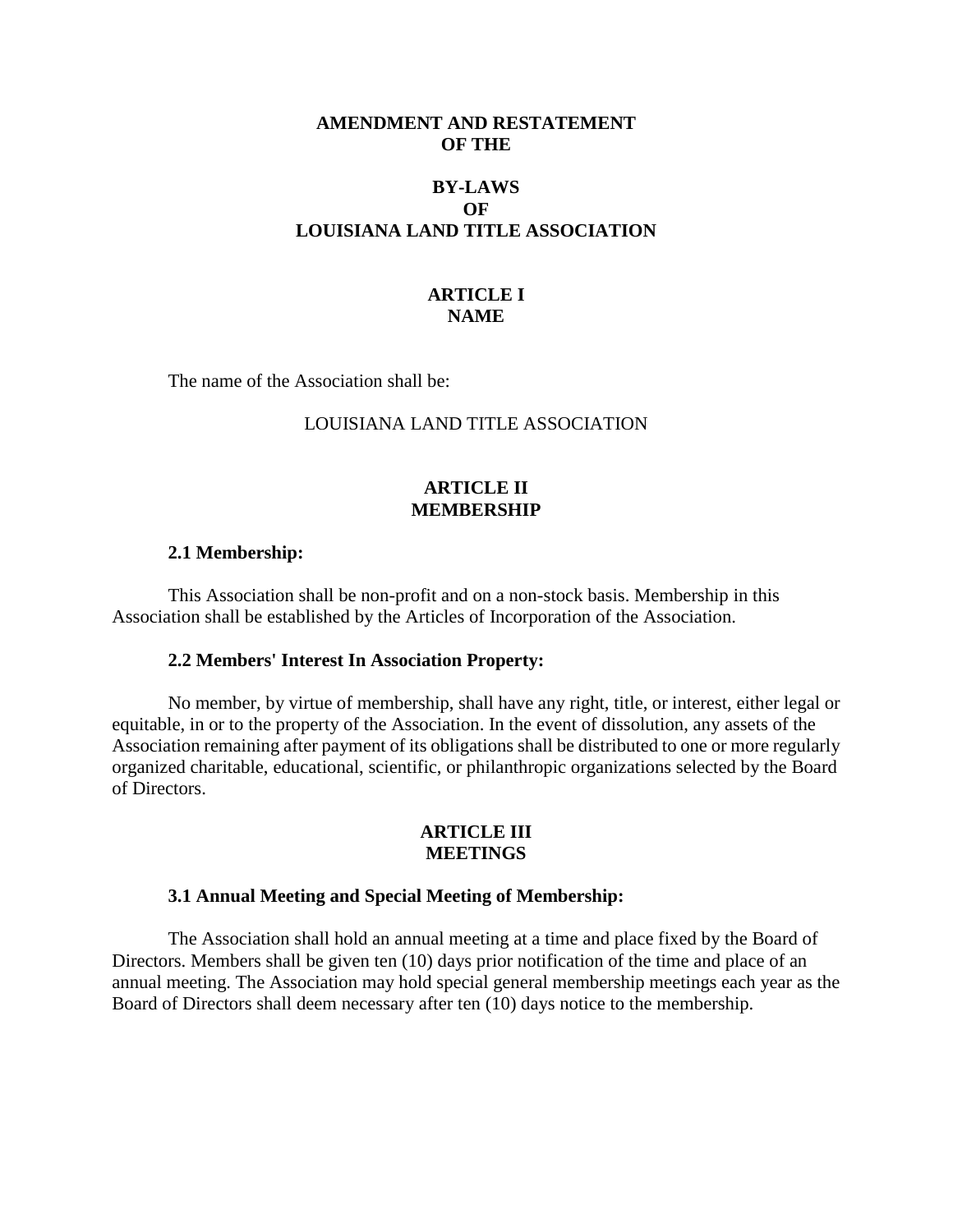# AMENDMENT AND RESTATEMENT OF THE

# BY-LAWS OF LOUISIANA LAND TITLE ASSOCIATION

## ARTICLE I
## NAME

The name of the Association shall be:

LOUISIANA LAND TITLE ASSOCIATION

## ARTICLE II
## MEMBERSHIP

**2.1 Membership:**

This Association shall be non-profit and on a non-stock basis. Membership in this Association shall be established by the Articles of Incorporation of the Association.

**2.2 Members' Interest In Association Property:**

No member, by virtue of membership, shall have any right, title, or interest, either legal or equitable, in or to the property of the Association. In the event of dissolution, any assets of the Association remaining after payment of its obligations shall be distributed to one or more regularly organized charitable, educational, scientific, or philanthropic organizations selected by the Board of Directors.

## ARTICLE III
## MEETINGS

**3.1 Annual Meeting and Special Meeting of Membership:**

The Association shall hold an annual meeting at a time and place fixed by the Board of Directors. Members shall be given ten (10) days prior notification of the time and place of an annual meeting. The Association may hold special general membership meetings each year as the Board of Directors shall deem necessary after ten (10) days notice to the membership.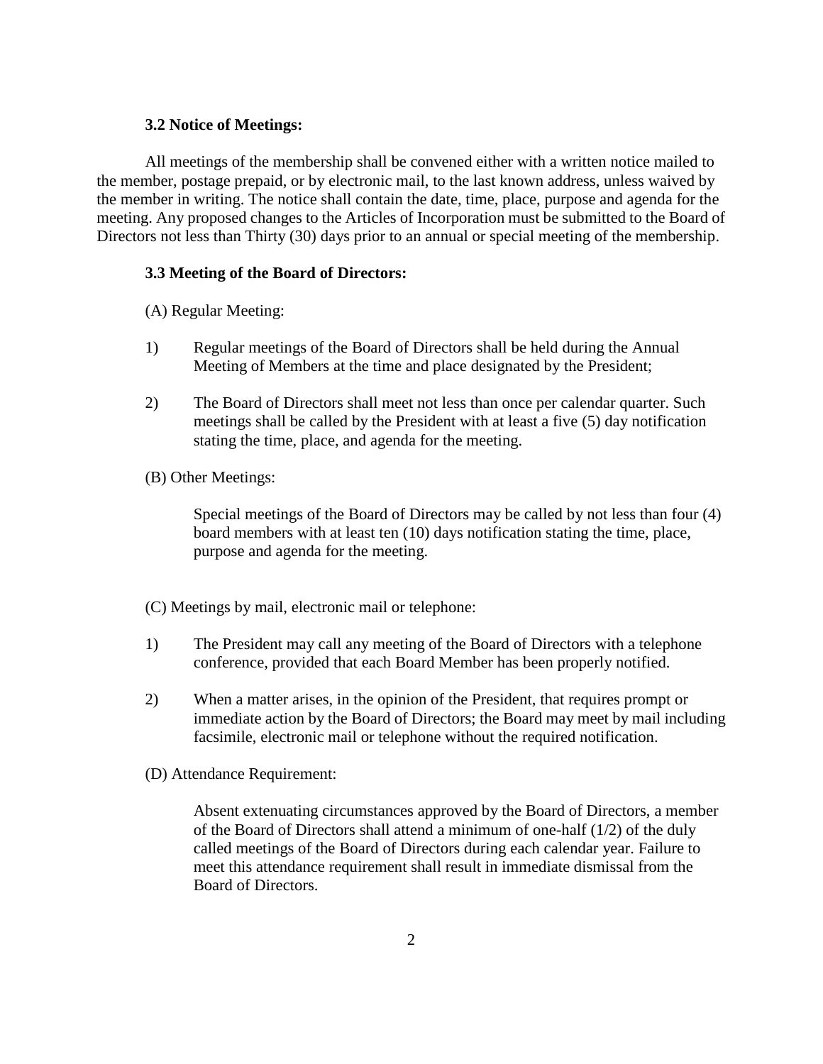### 3.2 Notice of Meetings:

All meetings of the membership shall be convened either with a written notice mailed to the member, postage prepaid, or by electronic mail, to the last known address, unless waived by the member in writing. The notice shall contain the date, time, place, purpose and agenda for the meeting. Any proposed changes to the Articles of Incorporation must be submitted to the Board of Directors not less than Thirty (30) days prior to an annual or special meeting of the membership.

### 3.3 Meeting of the Board of Directors:

(A) Regular Meeting:

1) Regular meetings of the Board of Directors shall be held during the Annual Meeting of Members at the time and place designated by the President;

2) The Board of Directors shall meet not less than once per calendar quarter. Such meetings shall be called by the President with at least a five (5) day notification stating the time, place, and agenda for the meeting.

(B) Other Meetings:

Special meetings of the Board of Directors may be called by not less than four (4) board members with at least ten (10) days notification stating the time, place, purpose and agenda for the meeting.

(C) Meetings by mail, electronic mail or telephone:

1) The President may call any meeting of the Board of Directors with a telephone conference, provided that each Board Member has been properly notified.

2) When a matter arises, in the opinion of the President, that requires prompt or immediate action by the Board of Directors; the Board may meet by mail including facsimile, electronic mail or telephone without the required notification.

(D) Attendance Requirement:

Absent extenuating circumstances approved by the Board of Directors, a member of the Board of Directors shall attend a minimum of one-half (1/2) of the duly called meetings of the Board of Directors during each calendar year. Failure to meet this attendance requirement shall result in immediate dismissal from the Board of Directors.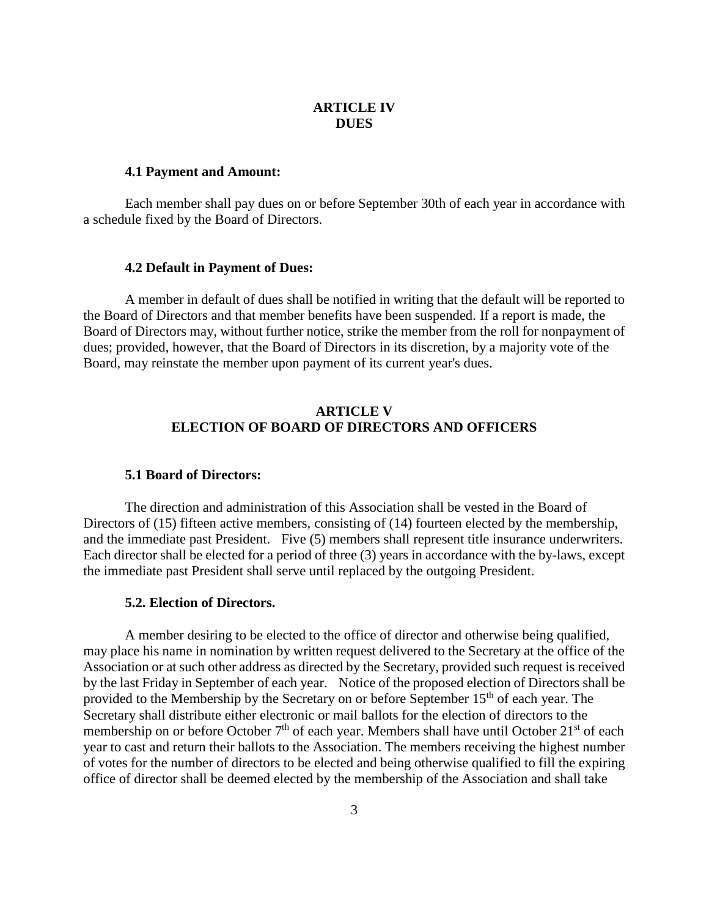## ARTICLE IV
## DUES

### 4.1 Payment and Amount:

Each member shall pay dues on or before September 30th of each year in accordance with a schedule fixed by the Board of Directors.

### 4.2 Default in Payment of Dues:

A member in default of dues shall be notified in writing that the default will be reported to the Board of Directors and that member benefits have been suspended. If a report is made, the Board of Directors may, without further notice, strike the member from the roll for nonpayment of dues; provided, however, that the Board of Directors in its discretion, by a majority vote of the Board, may reinstate the member upon payment of its current year's dues.

## ARTICLE V
## ELECTION OF BOARD OF DIRECTORS AND OFFICERS

### 5.1 Board of Directors:

The direction and administration of this Association shall be vested in the Board of Directors of (15) fifteen active members, consisting of (14) fourteen elected by the membership, and the immediate past President. Five (5) members shall represent title insurance underwriters. Each director shall be elected for a period of three (3) years in accordance with the by-laws, except the immediate past President shall serve until replaced by the outgoing President.

### 5.2. Election of Directors.

A member desiring to be elected to the office of director and otherwise being qualified, may place his name in nomination by written request delivered to the Secretary at the office of the Association or at such other address as directed by the Secretary, provided such request is received by the last Friday in September of each year. Notice of the proposed election of Directors shall be provided to the Membership by the Secretary on or before September 15th of each year. The Secretary shall distribute either electronic or mail ballots for the election of directors to the membership on or before October 7th of each year. Members shall have until October 21st of each year to cast and return their ballots to the Association. The members receiving the highest number of votes for the number of directors to be elected and being otherwise qualified to fill the expiring office of director shall be deemed elected by the membership of the Association and shall take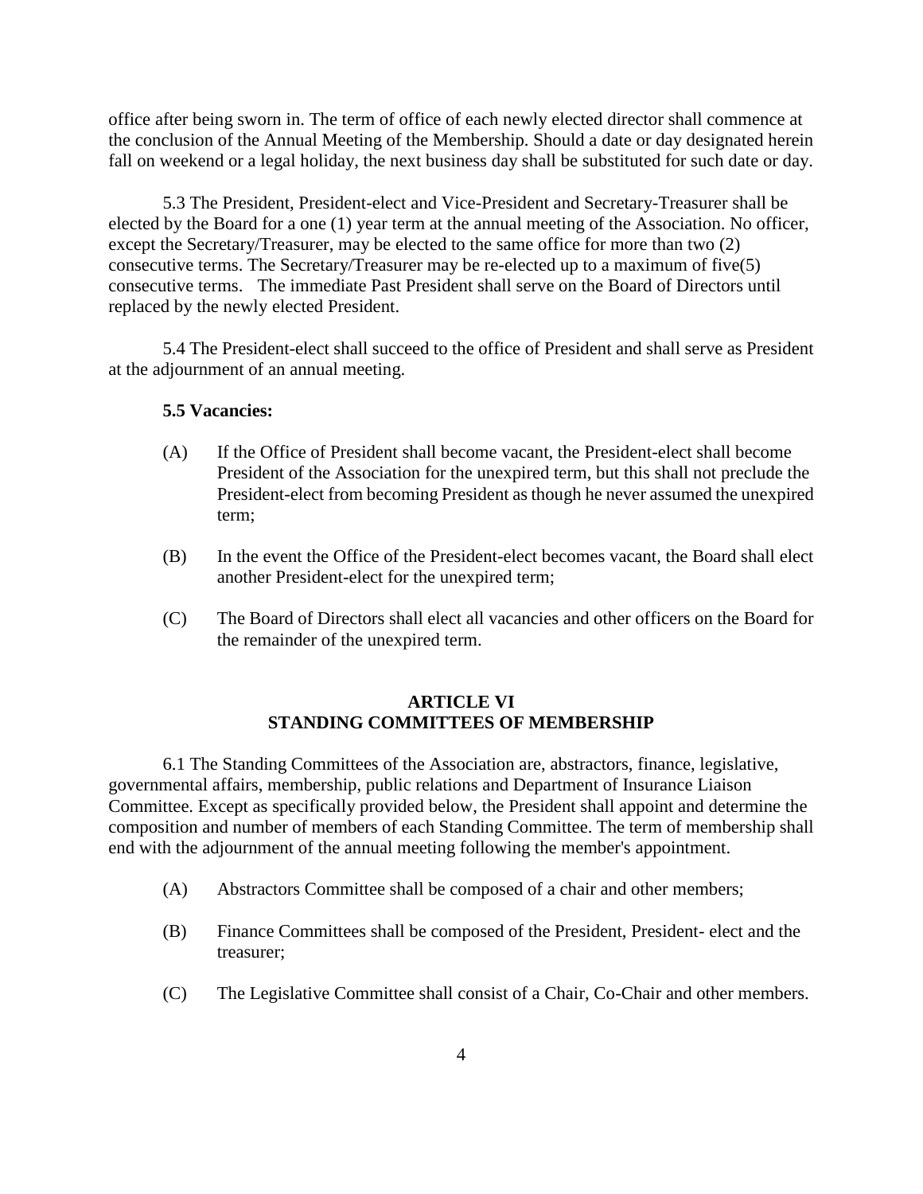office after being sworn in. The term of office of each newly elected director shall commence at the conclusion of the Annual Meeting of the Membership. Should a date or day designated herein fall on weekend or a legal holiday, the next business day shall be substituted for such date or day.

5.3 The President, President-elect and Vice-President and Secretary-Treasurer shall be elected by the Board for a one (1) year term at the annual meeting of the Association. No officer, except the Secretary/Treasurer, may be elected to the same office for more than two (2) consecutive terms. The Secretary/Treasurer may be re-elected up to a maximum of five(5) consecutive terms. The immediate Past President shall serve on the Board of Directors until replaced by the newly elected President.

5.4 The President-elect shall succeed to the office of President and shall serve as President at the adjournment of an annual meeting.

**5.5 Vacancies:**

(A) If the Office of President shall become vacant, the President-elect shall become President of the Association for the unexpired term, but this shall not preclude the President-elect from becoming President as though he never assumed the unexpired term;

(B) In the event the Office of the President-elect becomes vacant, the Board shall elect another President-elect for the unexpired term;

(C) The Board of Directors shall elect all vacancies and other officers on the Board for the remainder of the unexpired term.

## ARTICLE VI
## STANDING COMMITTEES OF MEMBERSHIP

6.1 The Standing Committees of the Association are, abstractors, finance, legislative, governmental affairs, membership, public relations and Department of Insurance Liaison Committee. Except as specifically provided below, the President shall appoint and determine the composition and number of members of each Standing Committee. The term of membership shall end with the adjournment of the annual meeting following the member's appointment.

(A) Abstractors Committee shall be composed of a chair and other members;

(B) Finance Committees shall be composed of the President, President- elect and the treasurer;

(C) The Legislative Committee shall consist of a Chair, Co-Chair and other members.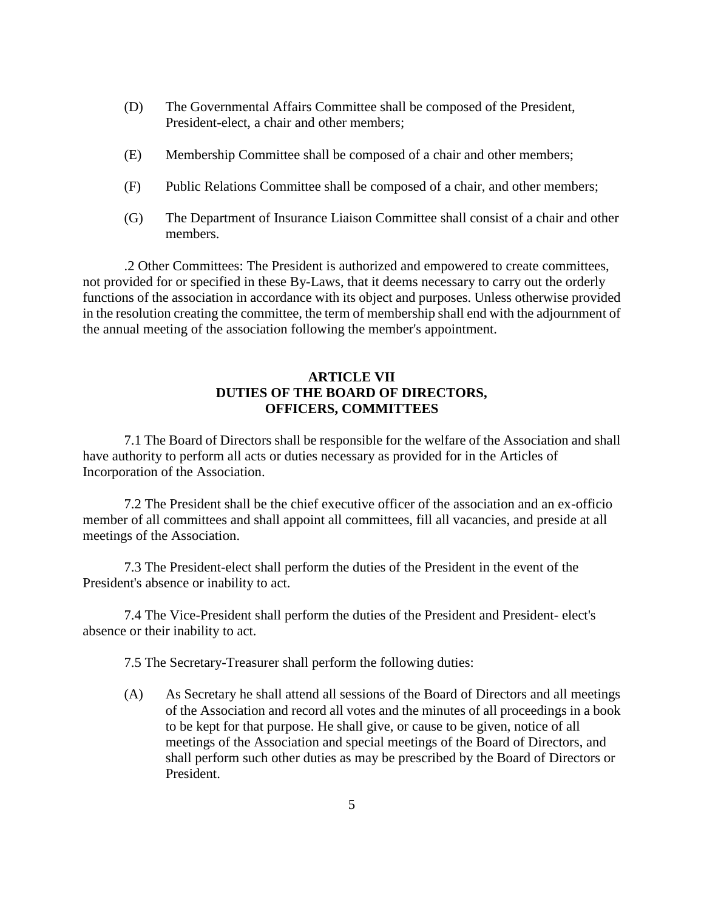(D) The Governmental Affairs Committee shall be composed of the President, President-elect, a chair and other members;

(E) Membership Committee shall be composed of a chair and other members;

(F) Public Relations Committee shall be composed of a chair, and other members;

(G) The Department of Insurance Liaison Committee shall consist of a chair and other members.

.2 Other Committees: The President is authorized and empowered to create committees, not provided for or specified in these By-Laws, that it deems necessary to carry out the orderly functions of the association in accordance with its object and purposes. Unless otherwise provided in the resolution creating the committee, the term of membership shall end with the adjournment of the annual meeting of the association following the member's appointment.

## ARTICLE VII
## DUTIES OF THE BOARD OF DIRECTORS, OFFICERS, COMMITTEES

7.1 The Board of Directors shall be responsible for the welfare of the Association and shall have authority to perform all acts or duties necessary as provided for in the Articles of Incorporation of the Association.

7.2 The President shall be the chief executive officer of the association and an ex-officio member of all committees and shall appoint all committees, fill all vacancies, and preside at all meetings of the Association.

7.3 The President-elect shall perform the duties of the President in the event of the President's absence or inability to act.

7.4 The Vice-President shall perform the duties of the President and President- elect's absence or their inability to act.

7.5 The Secretary-Treasurer shall perform the following duties:

(A) As Secretary he shall attend all sessions of the Board of Directors and all meetings of the Association and record all votes and the minutes of all proceedings in a book to be kept for that purpose. He shall give, or cause to be given, notice of all meetings of the Association and special meetings of the Board of Directors, and shall perform such other duties as may be prescribed by the Board of Directors or President.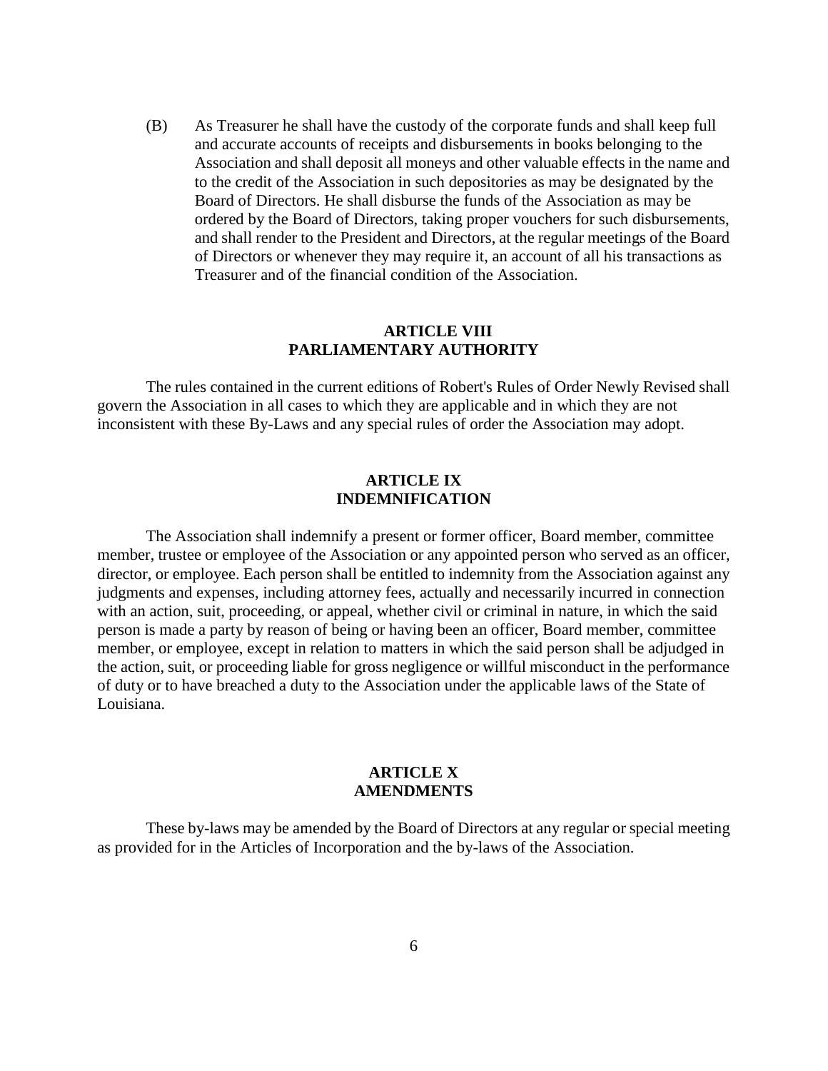(B) As Treasurer he shall have the custody of the corporate funds and shall keep full and accurate accounts of receipts and disbursements in books belonging to the Association and shall deposit all moneys and other valuable effects in the name and to the credit of the Association in such depositories as may be designated by the Board of Directors. He shall disburse the funds of the Association as may be ordered by the Board of Directors, taking proper vouchers for such disbursements, and shall render to the President and Directors, at the regular meetings of the Board of Directors or whenever they may require it, an account of all his transactions as Treasurer and of the financial condition of the Association.

## ARTICLE VIII
## PARLIAMENTARY AUTHORITY

The rules contained in the current editions of Robert's Rules of Order Newly Revised shall govern the Association in all cases to which they are applicable and in which they are not inconsistent with these By-Laws and any special rules of order the Association may adopt.

## ARTICLE IX
## INDEMNIFICATION

The Association shall indemnify a present or former officer, Board member, committee member, trustee or employee of the Association or any appointed person who served as an officer, director, or employee. Each person shall be entitled to indemnity from the Association against any judgments and expenses, including attorney fees, actually and necessarily incurred in connection with an action, suit, proceeding, or appeal, whether civil or criminal in nature, in which the said person is made a party by reason of being or having been an officer, Board member, committee member, or employee, except in relation to matters in which the said person shall be adjudged in the action, suit, or proceeding liable for gross negligence or willful misconduct in the performance of duty or to have breached a duty to the Association under the applicable laws of the State of Louisiana.

## ARTICLE X
## AMENDMENTS

These by-laws may be amended by the Board of Directors at any regular or special meeting as provided for in the Articles of Incorporation and the by-laws of the Association.